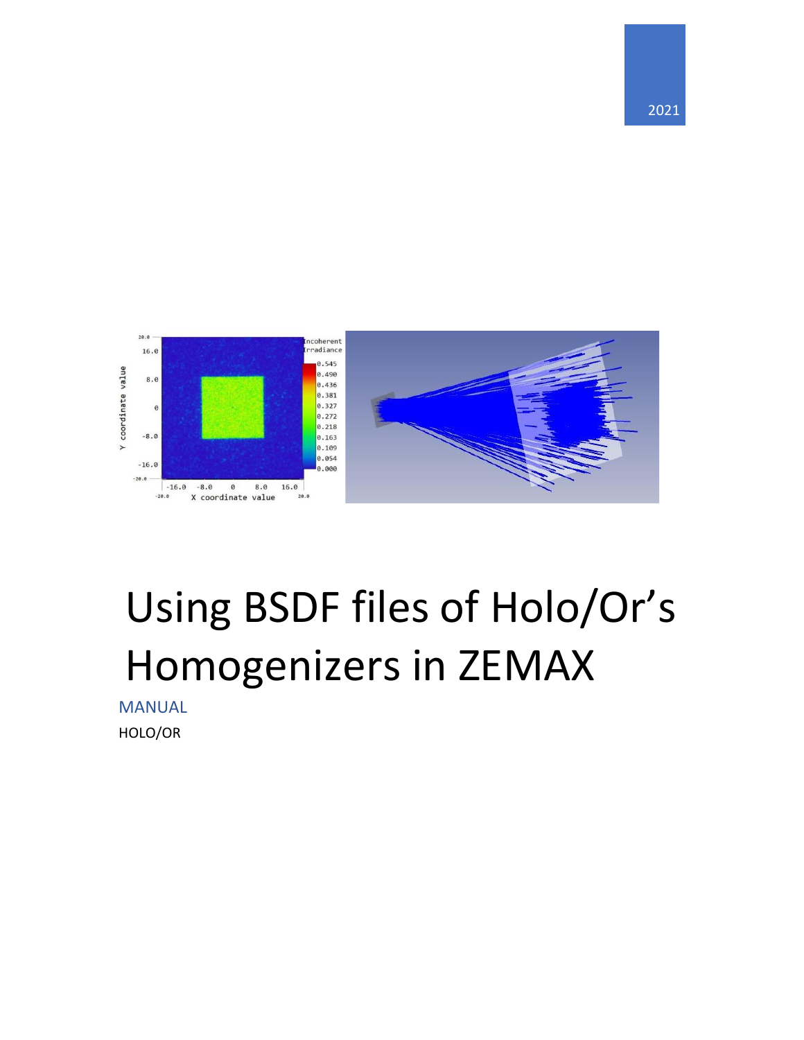2021

# Using BSDF files of Holo/Or's Homogenizers in ZEMAX

MANUAL

HOLO/OR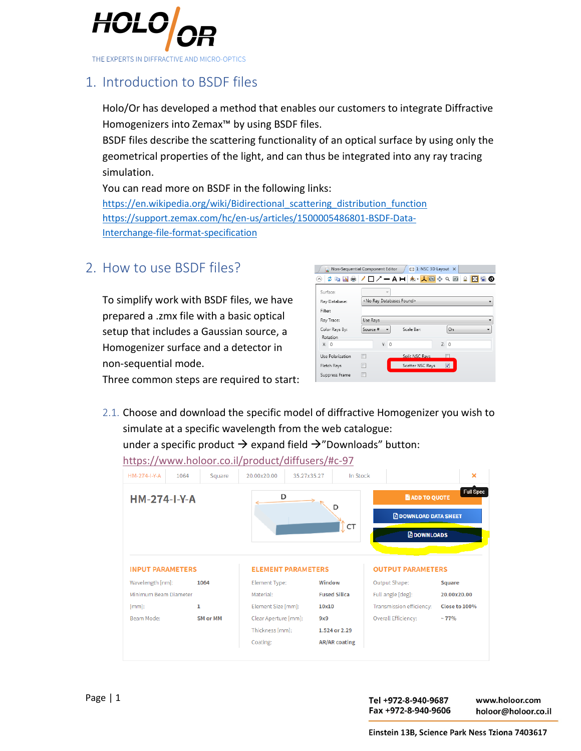# 1. Introduction to BSDF files

Holo/Or has developed a method that enables our customers to integrate Diffractive Homogenizers into Zemax™ by using BSDF files.

BSDF files describe the scattering functionality of an optical surface by using only the geometrical properties of the light, and can thus be integrated into any ray tracing simulation.

You can read more on BSDF in the following links:

https://en.wikipedia.org/wiki/Bidirectional_scattering_distribution_function

https://support.zemax.com/hc/en-us/articles/1500005486801-BSDF-Data-Interchange-file-format-specification

# 2. How to use BSDF files?

To simplify work with BSDF files, we have prepared a .zmx file with a basic optical setup that includes a Gaussian source, a Homogenizer surface and a detector in non-sequential mode.

Three common steps are required to start:

2.1. Choose and download the specific model of diffractive Homogenizer you wish to simulate at a specific wavelength from the web catalogue:
under a specific product → expand field →"Downloads" button:
https://www.holoor.co.il/product/diffusers/#c-97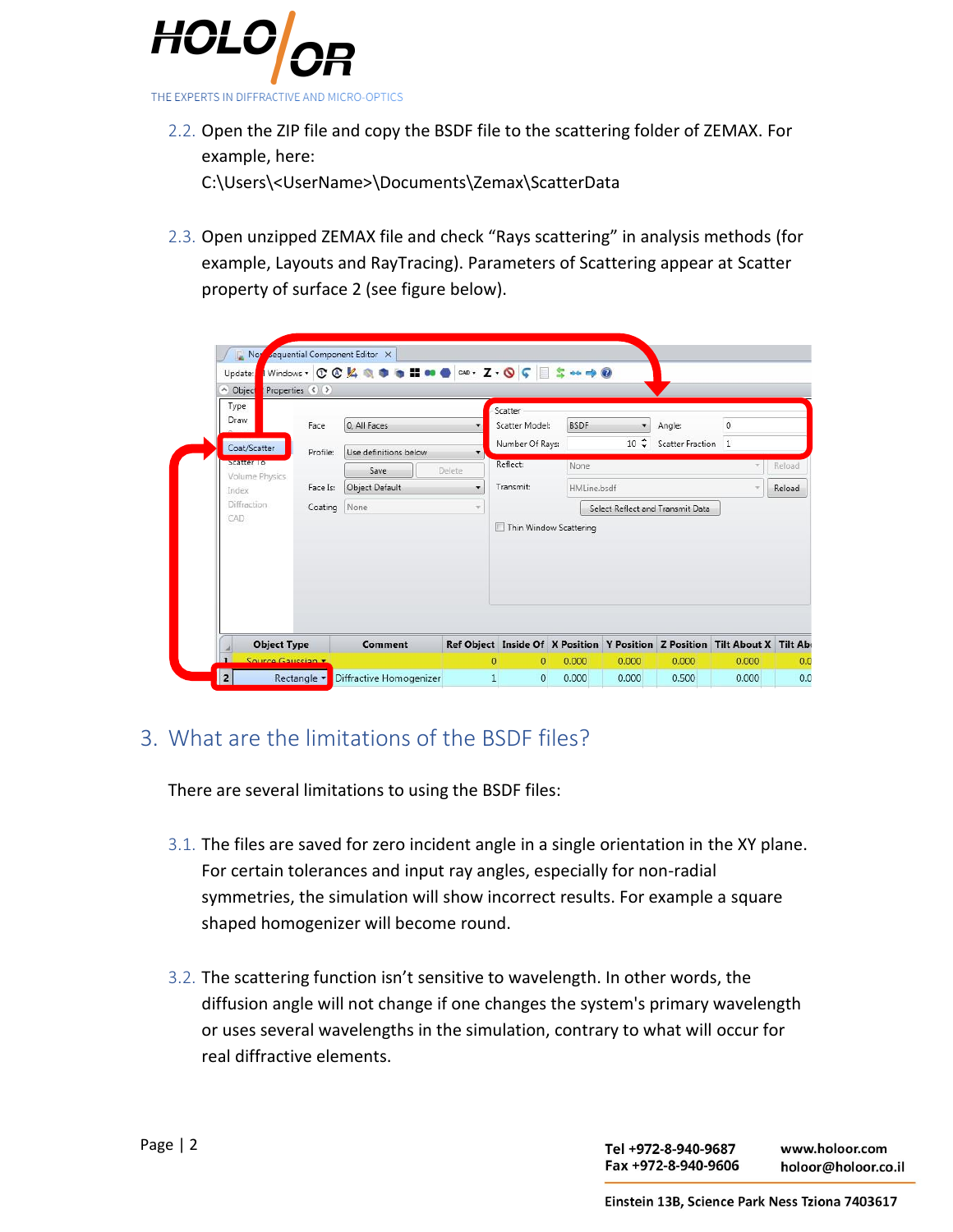2.2. Open the ZIP file and copy the BSDF file to the scattering folder of ZEMAX. For example, here:
C:\Users\<UserName>\Documents\Zemax\ScatterData

2.3. Open unzipped ZEMAX file and check "Rays scattering" in analysis methods (for example, Layouts and RayTracing). Parameters of Scattering appear at Scatter property of surface 2 (see figure below).

## 3. What are the limitations of the BSDF files?

There are several limitations to using the BSDF files:

3.1. The files are saved for zero incident angle in a single orientation in the XY plane. For certain tolerances and input ray angles, especially for non-radial symmetries, the simulation will show incorrect results. For example a square shaped homogenizer will become round.

3.2. The scattering function isn't sensitive to wavelength. In other words, the diffusion angle will not change if one changes the system's primary wavelength or uses several wavelengths in the simulation, contrary to what will occur for real diffractive elements.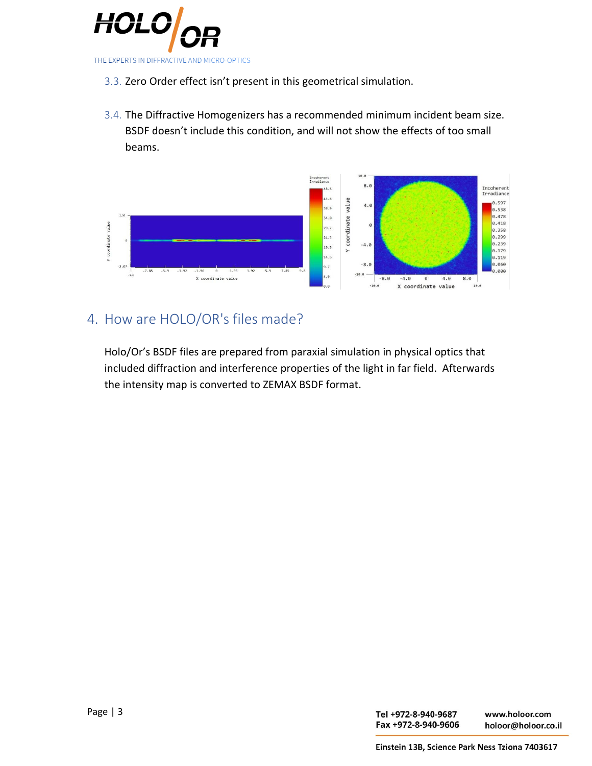3.3. Zero Order effect isn't present in this geometrical simulation.

3.4. The Diffractive Homogenizers has a recommended minimum incident beam size. BSDF doesn't include this condition, and will not show the effects of too small beams.

Incoherent Irradiance
48.6
43.8
38.9
34.0
29.2
24.3
19.5
14.6
9.7
4.9
0.0

Y coordinate value
3.98
0
-3.07
-9.8
-7.85
-5.9
-3.92
-1.96
0
1.96
3.92
5.9
7.85
9.8
X coordinate value

Incoherent Irradiance
0.597
0.538
0.478
0.418
0.358
0.299
0.239
0.179
0.119
0.060
0.000

Y coordinate value
10.0
8.0
4.0
0
-4.0
-8.0
-10.0
-8.0
-4.0
0
4.0
8.0
10.0
X coordinate value

## 4. How are HOLO/OR's files made?

Holo/Or's BSDF files are prepared from paraxial simulation in physical optics that included diffraction and interference properties of the light in far field. Afterwards the intensity map is converted to ZEMAX BSDF format.